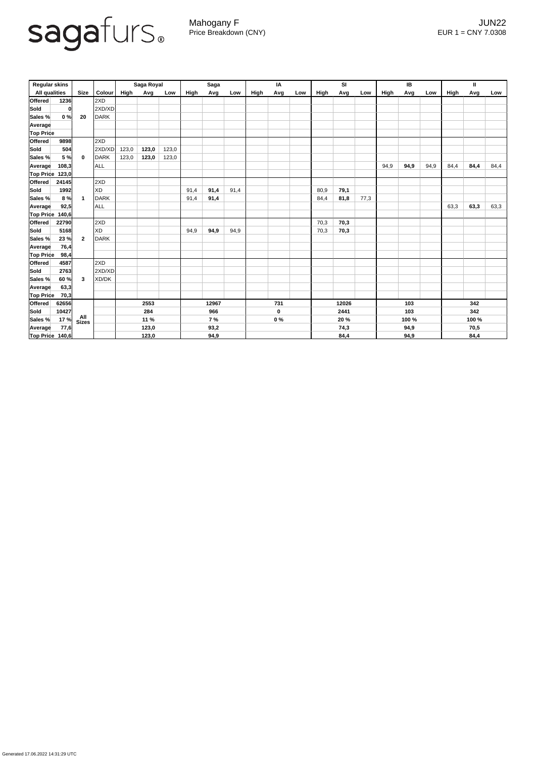sagafurs®

Mahogany F
Price Breakdown (CNY)

JUN22
EUR 1 = CNY 7.0308

| Regular skins | | | | Saga Royal | | | Saga | | | IA | | | SI | | | IB | | | II | | |
|---|---|---|---|---|---|---|---|---|---|---|---|---|---|---|---|---|---|---|---|---|---|
| All qualities | | Size | Colour | High | Avg | Low | High | Avg | Low | High | Avg | Low | High | Avg | Low | High | Avg | Low | High | Avg | Low |
| Offered | 1236 | 20 | 2XD | | | | | | | | | | | | | | | | | | |
| Sold | 0 | | 2XD/XD | | | | | | | | | | | | | | | | | | |
| Sales % | 0 % | | DARK | | | | | | | | | | | | | | | | | | |
| Average | | | | | | | | | | | | | | | | | | | | | |
| Top Price | | | | | | | | | | | | | | | | | | | | | |
| Offered | 9898 | 0 | 2XD | | | | | | | | | | | | | | | | | | |
| Sold | 504 | | 2XD/XD | 123,0 | **123,0** | 123,0 | | | | | | | | | | | | | | | |
| Sales % | 5 % | | DARK | 123,0 | **123,0** | 123,0 | | | | | | | | | | | | | | | |
| Average | 108,3 | | ALL | | | | | | | | | | | | | 94,9 | **94,9** | 94,9 | 84,4 | **84,4** | 84,4 |
| Top Price | 123,0 | | | | | | | | | | | | | | | | | | | | |
| Offered | 24145 | 1 | 2XD | | | | | | | | | | | | | | | | | | |
| Sold | 1992 | | XD | | | | 91,4 | **91,4** | 91,4 | | | | 80,9 | **79,1** | | | | | | | |
| Sales % | 8 % | | DARK | | | | 91,4 | **91,4** | | | | | 84,4 | **81,8** | 77,3 | | | | | | |
| Average | 92,5 | | ALL | | | | | | | | | | | | | | | | 63,3 | **63,3** | 63,3 |
| Top Price | 140,6 | | | | | | | | | | | | | | | | | | | | |
| Offered | 22790 | 2 | 2XD | | | | | | | | | | 70,3 | **70,3** | | | | | | | |
| Sold | 5168 | | XD | | | | 94,9 | **94,9** | 94,9 | | | | 70,3 | **70,3** | | | | | | | |
| Sales % | 23 % | | DARK | | | | | | | | | | | | | | | | | | |
| Average | 76,4 | | | | | | | | | | | | | | | | | | | | |
| Top Price | 98,4 | | | | | | | | | | | | | | | | | | | | |
| Offered | 4587 | 3 | 2XD | | | | | | | | | | | | | | | | | | |
| Sold | 2763 | | 2XD/XD | | | | | | | | | | | | | | | | | | |
| Sales % | 60 % | | XD/DK | | | | | | | | | | | | | | | | | | |
| Average | 63,3 | | | | | | | | | | | | | | | | | | | | |
| Top Price | 70,3 | | | | | | | | | | | | | | | | | | | | |
| Offered | 62656 | All Sizes | | | 2553 | | | 12967 | | | 731 | | | 12026 | | | 103 | | | 342 | |
| Sold | 10427 | | | | 284 | | | 966 | | | 0 | | | 2441 | | | 103 | | | 342 | |
| Sales % | 17 % | | | | 11 % | | | 7 % | | | 0 % | | | 20 % | | | 100 % | | | 100 % | |
| Average | 77,6 | | | | 123,0 | | | 93,2 | | | | | | 74,3 | | | 94,9 | | | 70,5 | |
| Top Price | 140,6 | | | | 123,0 | | | 94,9 | | | | | | 84,4 | | | 94,9 | | | 84,4 | |

Generated 17.06.2022 14:31:29 UTC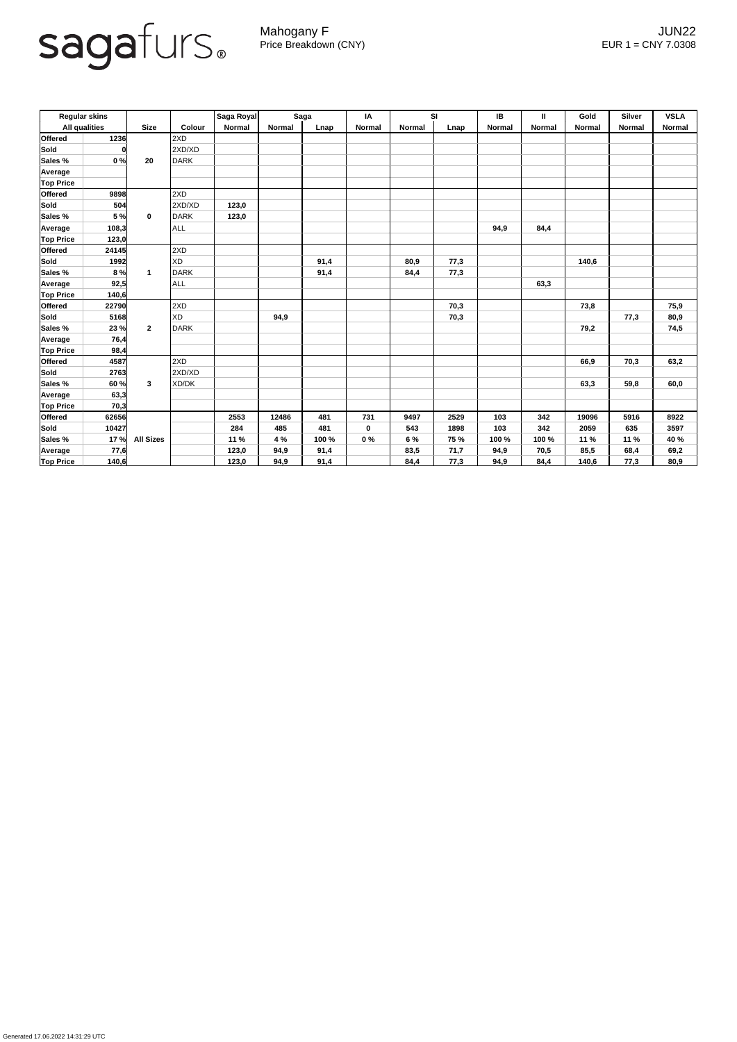sagafurs®

Mahogany F
Price Breakdown (CNY)

JUN22
EUR 1 = CNY 7.0308

| Regular skins | | | | Saga Royal | Saga | | IA | SI | | IB | II | Gold | Silver | VSLA |
|---|---|---|---|---|---|---|---|---|---|---|---|---|---|---|
| All qualities | | Size | Colour | Normal | Normal | Lnap | Normal | Normal | Lnap | Normal | Normal | Normal | Normal | Normal |
| Offered | 1236 | 20 | 2XD | | | | | | | | | | | |
| Sold | 0 | | 2XD/XD | | | | | | | | | | | |
| Sales % | 0 % | | DARK | | | | | | | | | | | |
| Average | | | | | | | | | | | | | | |
| Top Price | | | | | | | | | | | | | | |
| Offered | 9898 | 0 | 2XD | | | | | | | | | | | |
| Sold | 504 | | 2XD/XD | 123,0 | | | | | | | | | | |
| Sales % | 5 % | | DARK | 123,0 | | | | | | | | | | |
| Average | 108,3 | | ALL | | | | | | | 94,9 | 84,4 | | | |
| Top Price | 123,0 | | | | | | | | | | | | | |
| Offered | 24145 | 1 | 2XD | | | | | | | | | | | |
| Sold | 1992 | | XD | | | 91,4 | | 80,9 | 77,3 | | | 140,6 | | |
| Sales % | 8 % | | DARK | | | 91,4 | | 84,4 | 77,3 | | | | | |
| Average | 92,5 | | ALL | | | | | | | | 63,3 | | | |
| Top Price | 140,6 | | | | | | | | | | | | | |
| Offered | 22790 | 2 | 2XD | | | | | | 70,3 | | | 73,8 | | 75,9 |
| Sold | 5168 | | XD | | 94,9 | | | | 70,3 | | | | 77,3 | 80,9 |
| Sales % | 23 % | | DARK | | | | | | | | | 79,2 | | 74,5 |
| Average | 76,4 | | | | | | | | | | | | | |
| Top Price | 98,4 | | | | | | | | | | | | | |
| Offered | 4587 | 3 | 2XD | | | | | | | | | 66,9 | 70,3 | 63,2 |
| Sold | 2763 | | 2XD/XD | | | | | | | | | | | |
| Sales % | 60 % | | XD/DK | | | | | | | | | 63,3 | 59,8 | 60,0 |
| Average | 63,3 | | | | | | | | | | | | | |
| Top Price | 70,3 | | | | | | | | | | | | | |
| Offered | 62656 | All Sizes | | 2553 | 12486 | 481 | 731 | 9497 | 2529 | 103 | 342 | 19096 | 5916 | 8922 |
| Sold | 10427 | | | 284 | 485 | 481 | 0 | 543 | 1898 | 103 | 342 | 2059 | 635 | 3597 |
| Sales % | 17 % | | | 11 % | 4 % | 100 % | 0 % | 6 % | 75 % | 100 % | 100 % | 11 % | 11 % | 40 % |
| Average | 77,6 | | | 123,0 | 94,9 | 91,4 | | 83,5 | 71,7 | 94,9 | 70,5 | 85,5 | 68,4 | 69,2 |
| Top Price | 140,6 | | | 123,0 | 94,9 | 91,4 | | 84,4 | 77,3 | 94,9 | 84,4 | 140,6 | 77,3 | 80,9 |

Generated 17.06.2022 14:31:29 UTC